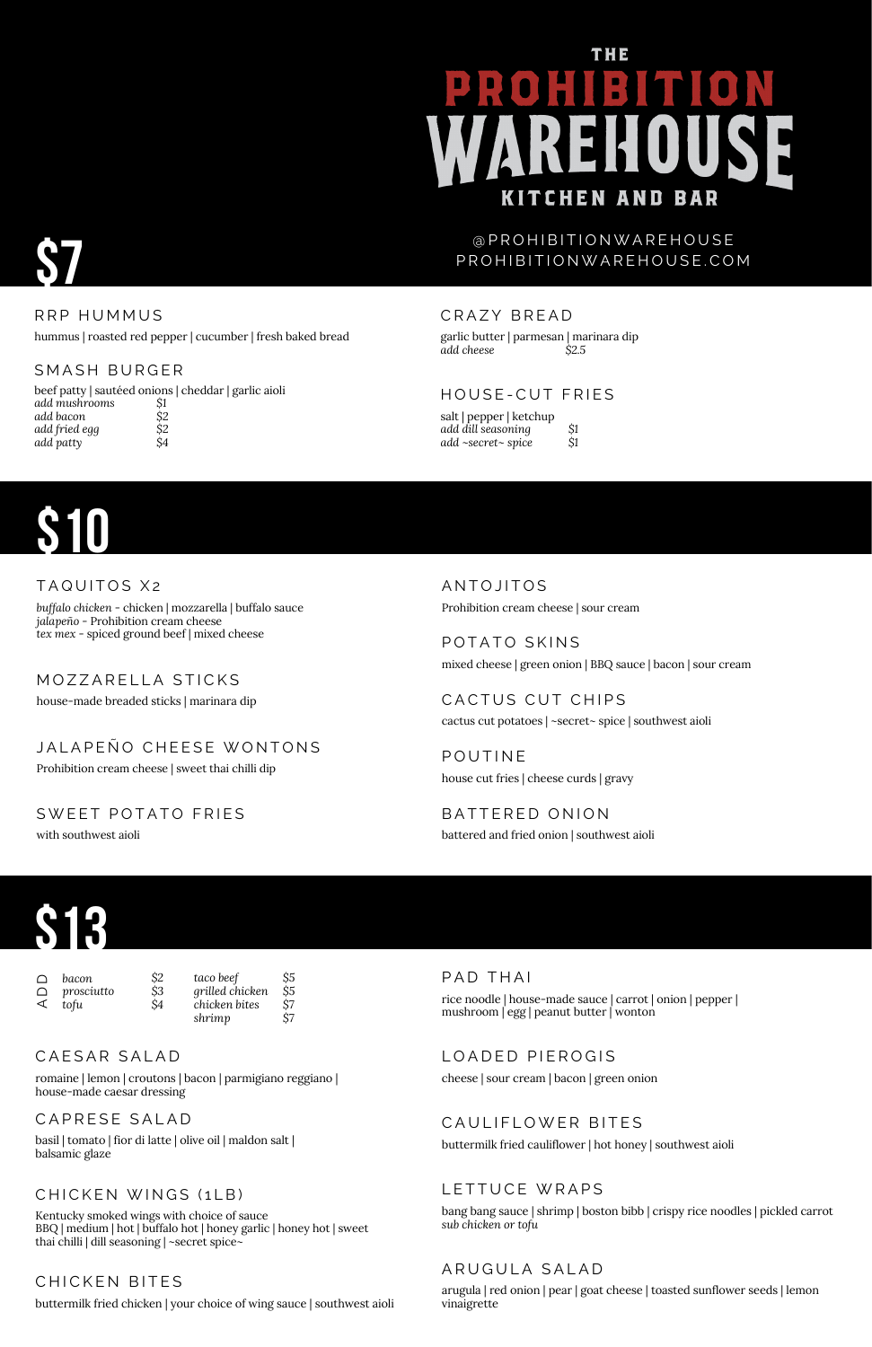# THE PROHIBITION WAREHOUSE

## KITCHEN AND BAR

@PROHIBITIONWAREHOUSE
PROHIBITIONWAREHOUSE.COM

# $7

### RRP HUMMUS

hummus | roasted red pepper | cucumber | fresh baked bread

### SMASH BURGER

beef patty | sautéed onions | cheddar | garlic aioli

| | |
|---|---|
| *add mushrooms* | $1 |
| *add bacon* | $2 |
| *add fried egg* | $2 |
| *add patty* | $4 |

### CRAZY BREAD

garlic butter | parmesan | marinara dip

| | |
|---|---|
| *add cheese* | $2.5 |

### HOUSE-CUT FRIES

salt | pepper | ketchup

| | |
|---|---|
| *add dill seasoning* | $1 |
| *add ~secret~ spice* | $1 |

# $10

### TAQUITOS X2

*buffalo chicken* - chicken | mozzarella | buffalo sauce
*jalapeño* - Prohibition cream cheese
*tex mex* - spiced ground beef | mixed cheese

### MOZZARELLA STICKS

house-made breaded sticks | marinara dip

### JALAPEÑO CHEESE WONTONS

Prohibition cream cheese | sweet thai chilli dip

### SWEET POTATO FRIES

with southwest aioli

### ANTOJITOS

Prohibition cream cheese | sour cream

### POTATO SKINS

mixed cheese | green onion | BBQ sauce | bacon | sour cream

### CACTUS CUT CHIPS

cactus cut potatoes | ~secret~ spice | southwest aioli

### POUTINE

house cut fries | cheese curds | gravy

### BATTERED ONION

battered and fried onion | southwest aioli

# $13

**ADD**

| | | | |
|---|---|---|---|
| *bacon* | $2 | *taco beef* | $5 |
| *prosciutto* | $3 | *grilled chicken* | $5 |
| *tofu* | $4 | *chicken bites* | $7 |
| | | *shrimp* | $7 |

### CAESAR SALAD

romaine | lemon | croutons | bacon | parmigiano reggiano | house-made caesar dressing

### CAPRESE SALAD

basil | tomato | fior di latte | olive oil | maldon salt | balsamic glaze

### CHICKEN WINGS (1LB)

Kentucky smoked wings with choice of sauce
BBQ | medium | hot | buffalo hot | honey garlic | honey hot | sweet thai chilli | dill seasoning | ~secret spice~

### CHICKEN BITES

buttermilk fried chicken | your choice of wing sauce | southwest aioli

### PAD THAI

rice noodle | house-made sauce | carrot | onion | pepper | mushroom | egg | peanut butter | wonton

### LOADED PIEROGIS

cheese | sour cream | bacon | green onion

### CAULIFLOWER BITES

buttermilk fried cauliflower | hot honey | southwest aioli

### LETTUCE WRAPS

bang bang sauce | shrimp | boston bibb | crispy rice noodles | pickled carrot
*sub chicken or tofu*

### ARUGULA SALAD

arugula | red onion | pear | goat cheese | toasted sunflower seeds | lemon vinaigrette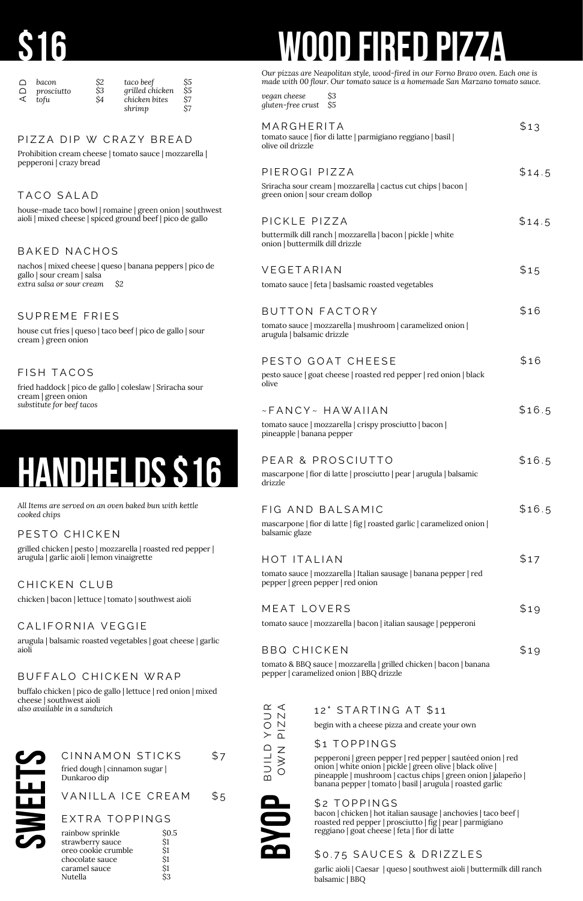# $16

| ADD | | | |
|---|---|---|---|
| *bacon* | *$2* | *taco beef* | *$5* |
| *prosciutto* | *$3* | *grilled chicken* | *$5* |
| *tofu* | *$4* | *chicken bites* | *$7* |
| | | *shrimp* | *$7* |

### PIZZA DIP W CRAZY BREAD

Prohibition cream cheese | tomato sauce | mozzarella | pepperoni | crazy bread

### TACO SALAD

house-made taco bowl | romaine | green onion | southwest aioli | mixed cheese | spiced ground beef | pico de gallo

### BAKED NACHOS

nachos | mixed cheese | queso | banana peppers | pico de gallo | sour cream | salsa
*extra salsa or sour cream $2*

### SUPREME FRIES

house cut fries | queso | taco beef | pico de gallo | sour cream } green onion

### FISH TACOS

fried haddock | pico de gallo | coleslaw | Sriracha sour cream | green onion
*substitute for beef tacos*

# HANDHELDS $16

*All Items are served on an oven baked bun with kettle cooked chips*

### PESTO CHICKEN

grilled chicken | pesto | mozzarella | roasted red pepper | arugula | garlic aioli | lemon vinaigrette

### CHICKEN CLUB

chicken | bacon | lettuce | tomato | southwest aioli

### CALIFORNIA VEGGIE

arugula | balsamic roasted vegetables | goat cheese | garlic aioli

### BUFFALO CHICKEN WRAP

buffalo chicken | pico de gallo | lettuce | red onion | mixed cheese | southwest aioli
*also available in a sandwich*

# SWEETS

### CINNAMON STICKS $7

fried dough | cinnamon sugar | Dunkaroo dip

### VANILLA ICE CREAM $5

### EXTRA TOPPINGS

| | |
|---|---|
| rainbow sprinkle | $0.5 |
| strawberry sauce | $1 |
| oreo cookie crumble | $1 |
| chocolate sauce | $1 |
| caramel sauce | $1 |
| Nutella | $3 |

# WOOD FIRED PIZZA

*Our pizzas are Neapolitan style, wood-fired in our Forno Bravo oven. Each one is made with 00 flour. Our tomato sauce is a homemade San Marzano tomato sauce.*

| | |
|---|---|
| *vegan cheese* | *$3* |
| *gluten-free crust* | *$5* |

### MARGHERITA $13

tomato sauce | fior di latte | parmigiano reggiano | basil | olive oil drizzle

### PIEROGI PIZZA $14.5

Sriracha sour cream | mozzarella | cactus cut chips | bacon | green onion | sour cream dollop

### PICKLE PIZZA $14.5

buttermilk dill ranch | mozzarella | bacon | pickle | white onion | buttermilk dill drizzle

### VEGETARIAN $15

tomato sauce | feta | baslsamic roasted vegetables

### BUTTON FACTORY $16

tomato sauce | mozzarella | mushroom | caramelized onion | arugula | balsamic drizzle

### PESTO GOAT CHEESE $16

pesto sauce | goat cheese | roasted red pepper | red onion | black olive

### ~FANCY~ HAWAIIAN $16.5

tomato sauce | mozzarella | crispy prosciutto | bacon | pineapple | banana pepper

### PEAR & PROSCIUTTO $16.5

mascarpone | fior di latte | prosciutto | pear | arugula | balsamic drizzle

### FIG AND BALSAMIC $16.5

mascarpone | fior di latte | fig | roasted garlic | caramelized onion | balsamic glaze

### HOT ITALIAN $17

tomato sauce | mozzarella | Italian sausage | banana pepper | red pepper | green pepper | red onion

### MEAT LOVERS $19

tomato sauce | mozzarella | bacon | italian sausage | pepperoni

### BBQ CHICKEN $19

tomato & BBQ sauce | mozzarella | grilled chicken | bacon | banana pepper | caramelized onion | BBQ drizzle

# BYOP

## BUILD YOUR OWN PIZZA

### 12" STARTING AT $11

begin with a cheese pizza and create your own

### $1 TOPPINGS

pepperoni | green pepper | red pepper | sautéed onion | red onion | white onion | pickle | green olive | black olive | pineapple | mushroom | cactus chips | green onion | jalapeño | banana pepper | tomato | basil | arugula | roasted garlic

### $2 TOPPINGS

bacon | chicken | hot italian sausage | anchovies | taco beef | roasted red pepper | prosciutto | fig | pear | parmigiano reggiano | goat cheese | feta | fior di latte

### $0.75 SAUCES & DRIZZLES

garlic aioli | Caesar | queso | southwest aioli | buttermilk dill ranch balsamic | BBQ